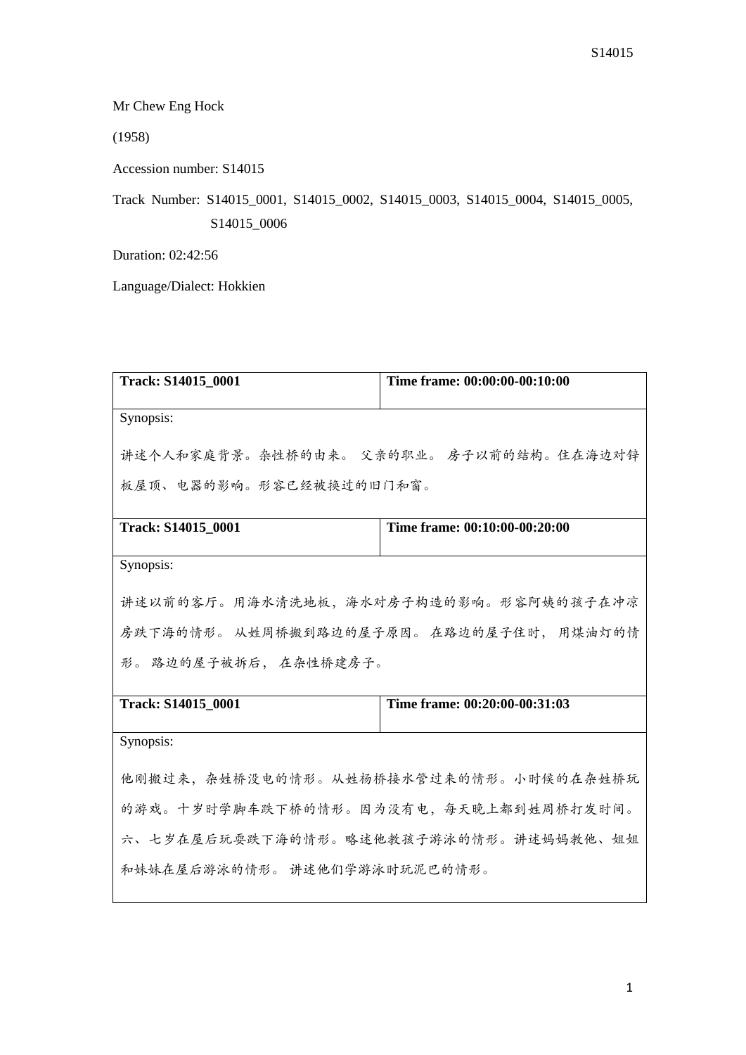Mr Chew Eng Hock

(1958)

Accession number: S14015

Track Number: S14015_0001, S14015_0002, S14015_0003, S14015_0004, S14015_0005, S14015_0006

Duration: 02:42:56

Language/Dialect: Hokkien

| **Track: S14015_0001** | **Time frame: 00:00:00-00:10:00** |
| --- | --- |
| Synopsis:<br><br>讲述个人和家庭背景。杂性桥的由来。 父亲的职业。 房子以前的结构。住在海边对锌板屋顶、电器的影响。形容已经被换过的旧门和窗。 | |
| **Track: S14015_0001** | **Time frame: 00:10:00-00:20:00** |
| Synopsis:<br><br>讲述以前的客厅。用海水清洗地板，海水对房子构造的影响。形容阿姨的孩子在冲凉房跌下海的情形。 从姓周桥搬到路边的屋子原因。 在路边的屋子住时， 用煤油灯的情形。 路边的屋子被拆后， 在杂性桥建房子。 | |
| **Track: S14015_0001** | **Time frame: 00:20:00-00:31:03** |
| Synopsis:<br><br>他刚搬过来，杂姓桥没电的情形。从姓杨桥接水管过来的情形。小时候的在杂姓桥玩的游戏。十岁时学脚车跌下桥的情形。因为没有电，每天晚上都到姓周桥打发时间。六、七岁在屋后玩耍跌下海的情形。略述他教孩子游泳的情形。讲述妈妈教他、姐姐和妹妹在屋后游泳的情形。 讲述他们学游泳时玩泥巴的情形。 | |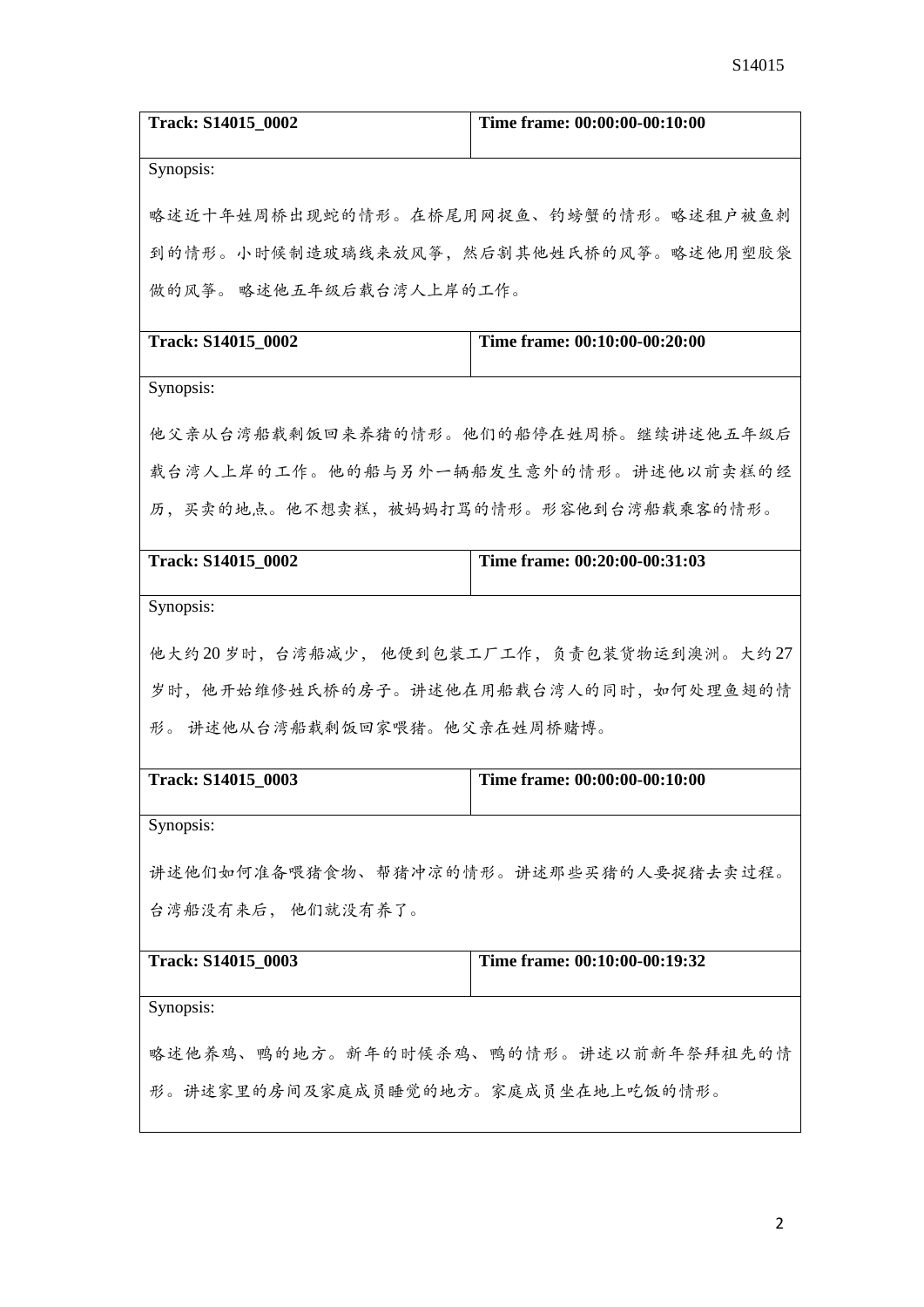| Track: S14015_0002 | Time frame: 00:00:00-00:10:00 |
|---|---|
| Synopsis: 略述近十年姓周桥出现蛇的情形。在桥尾用网捉鱼、钓螃蟹的情形。略述租户被鱼刺到的情形。小时候制造玻璃线来放风筝，然后割其他姓氏桥的风筝。略述他用塑胶袋做的风筝。 略述他五年级后载台湾人上岸的工作。 | |

| Track: S14015_0002 | Time frame: 00:10:00-00:20:00 |
|---|---|
| Synopsis: 他父亲从台湾船载剩饭回来养猪的情形。他们的船停在姓周桥。继续讲述他五年级后载台湾人上岸的工作。他的船与另外一辆船发生意外的情形。讲述他以前卖糕的经历，买卖的地点。他不想卖糕，被妈妈打骂的情形。形容他到台湾船载乘客的情形。 | |

| Track: S14015_0002 | Time frame: 00:20:00-00:31:03 |
|---|---|
| Synopsis: 他大约20岁时，台湾船减少， 他便到包装工厂工作，负责包装货物运到澳洲。大约27岁时，他开始维修姓氏桥的房子。讲述他在用船载台湾人的同时，如何处理鱼翅的情形。 讲述他从台湾船载剩饭回家喂猪。他父亲在姓周桥赌博。 | |

| Track: S14015_0003 | Time frame: 00:00:00-00:10:00 |
|---|---|
| Synopsis: 讲述他们如何准备喂猪食物、帮猪冲凉的情形。讲述那些买猪的人要捉猪去卖过程。台湾船没有来后， 他们就没有养了。 | |

| Track: S14015_0003 | Time frame: 00:10:00-00:19:32 |
|---|---|
| Synopsis: 略述他养鸡、鸭的地方。新年的时候杀鸡、鸭的情形。讲述以前新年祭拜祖先的情形。讲述家里的房间及家庭成员睡觉的地方。家庭成员坐在地上吃饭的情形。 | |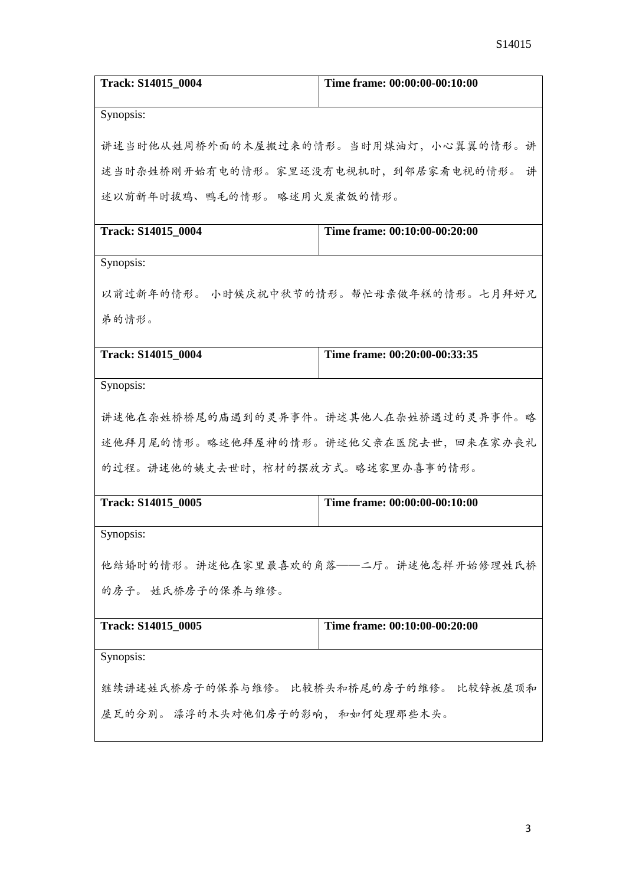| Track: S14015_0004 | Time frame: 00:00:00-00:10:00 |
|---|---|
| Synopsis: 讲述当时他从姓周桥外面的木屋搬过来的情形。当时用煤油灯，小心翼翼的情形。讲述当时杂姓桥刚开始有电的情形。家里还没有电视机时，到邻居家看电视的情形。 讲述以前新年时拔鸡、鸭毛的情形。 略述用火炭煮饭的情形。 | |

| Track: S14015_0004 | Time frame: 00:10:00-00:20:00 |
|---|---|
| Synopsis: 以前过新年的情形。 小时候庆祝中秋节的情形。帮忙母亲做年糕的情形。七月拜好兄弟的情形。 | |

| Track: S14015_0004 | Time frame: 00:20:00-00:33:35 |
|---|---|
| Synopsis: 讲述他在杂姓桥桥尾的庙遇到的灵异事件。讲述其他人在杂姓桥遇过的灵异事件。略述他拜月尾的情形。略述他拜屋神的情形。讲述他父亲在医院去世，回来在家办丧礼的过程。讲述他的姨丈去世时，棺材的摆放方式。略述家里办喜事的情形。 | |

| Track: S14015_0005 | Time frame: 00:00:00-00:10:00 |
|---|---|
| Synopsis: 他结婚时的情形。讲述他在家里最喜欢的角落——二厅。讲述他怎样开始修理姓氏桥的房子。 姓氏桥房子的保养与维修。 | |

| Track: S14015_0005 | Time frame: 00:10:00-00:20:00 |
|---|---|
| Synopsis: 继续讲述姓氏桥房子的保养与维修。 比较桥头和桥尾的房子的维修。 比较锌板屋顶和屋瓦的分别。 漂浮的木头对他们房子的影响， 和如何处理那些木头。 | |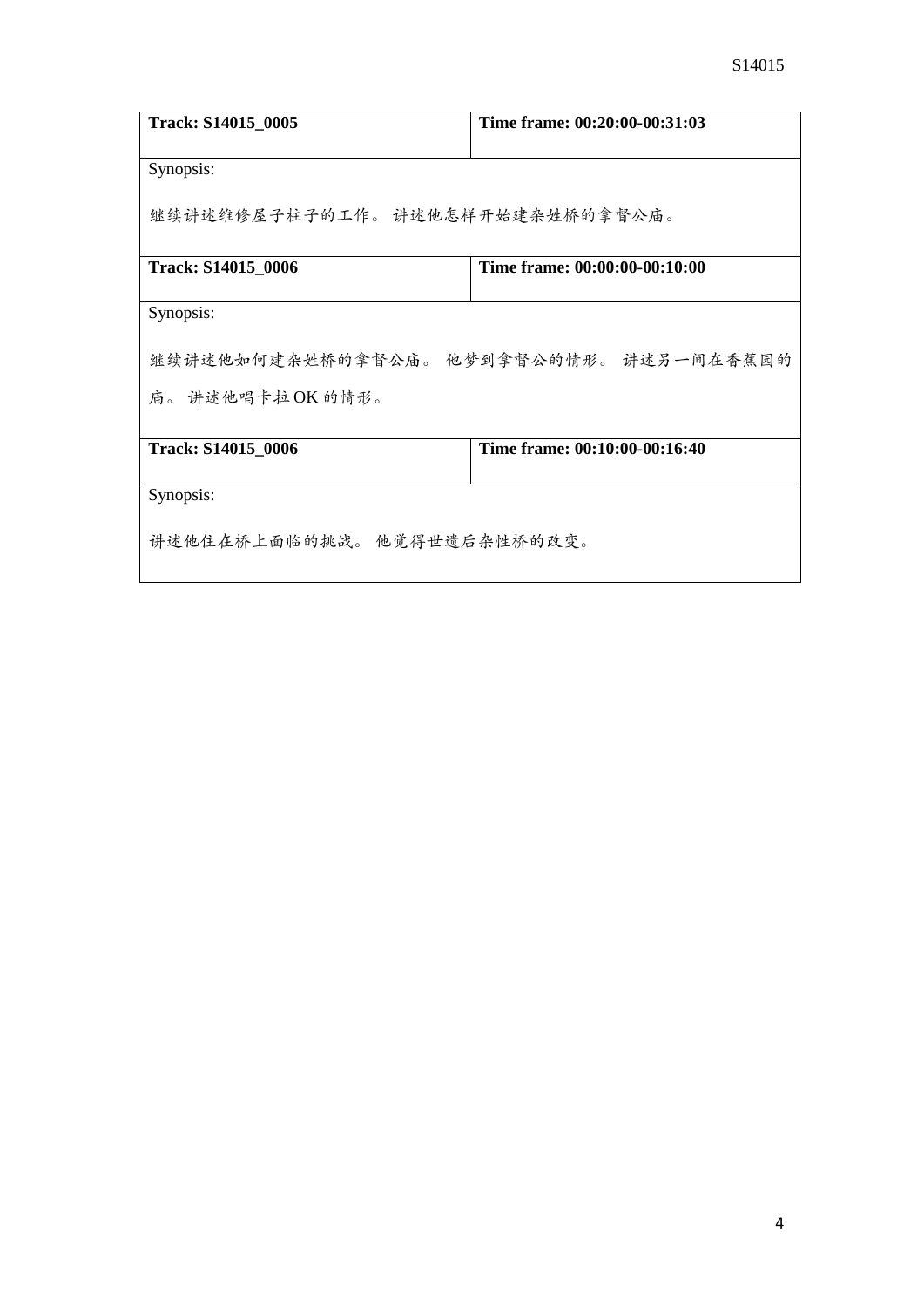| **Track: S14015_0005** | **Time frame: 00:20:00-00:31:03** |
|---|---|
| Synopsis:<br><br>继续讲述维修屋子柱子的工作。 讲述他怎样开始建杂姓桥的拿督公庙。 | |
| **Track: S14015_0006** | **Time frame: 00:00:00-00:10:00** |
| Synopsis:<br><br>继续讲述他如何建杂姓桥的拿督公庙。 他梦到拿督公的情形。 讲述另一间在香蕉园的庙。 讲述他唱卡拉 OK 的情形。 | |
| **Track: S14015_0006** | **Time frame: 00:10:00-00:16:40** |
| Synopsis:<br><br>讲述他住在桥上面临的挑战。 他觉得世遗后杂性桥的改变。 | |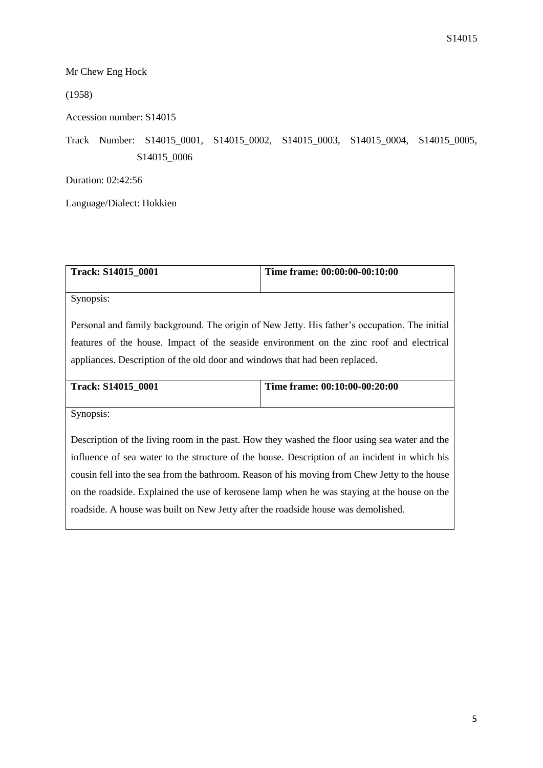Mr Chew Eng Hock

(1958)

Accession number: S14015

Track Number: S14015_0001, S14015_0002, S14015_0003, S14015_0004, S14015_0005, S14015_0006

Duration: 02:42:56

Language/Dialect: Hokkien

| **Track: S14015_0001** | **Time frame: 00:00:00-00:10:00** |
| --- | --- |
| Synopsis: Personal and family background. The origin of New Jetty. His father's occupation. The initial features of the house. Impact of the seaside environment on the zinc roof and electrical appliances. Description of the old door and windows that had been replaced. | |

| **Track: S14015_0001** | **Time frame: 00:10:00-00:20:00** |
| --- | --- |
| Synopsis: Description of the living room in the past. How they washed the floor using sea water and the influence of sea water to the structure of the house. Description of an incident in which his cousin fell into the sea from the bathroom. Reason of his moving from Chew Jetty to the house on the roadside. Explained the use of kerosene lamp when he was staying at the house on the roadside. A house was built on New Jetty after the roadside house was demolished. | |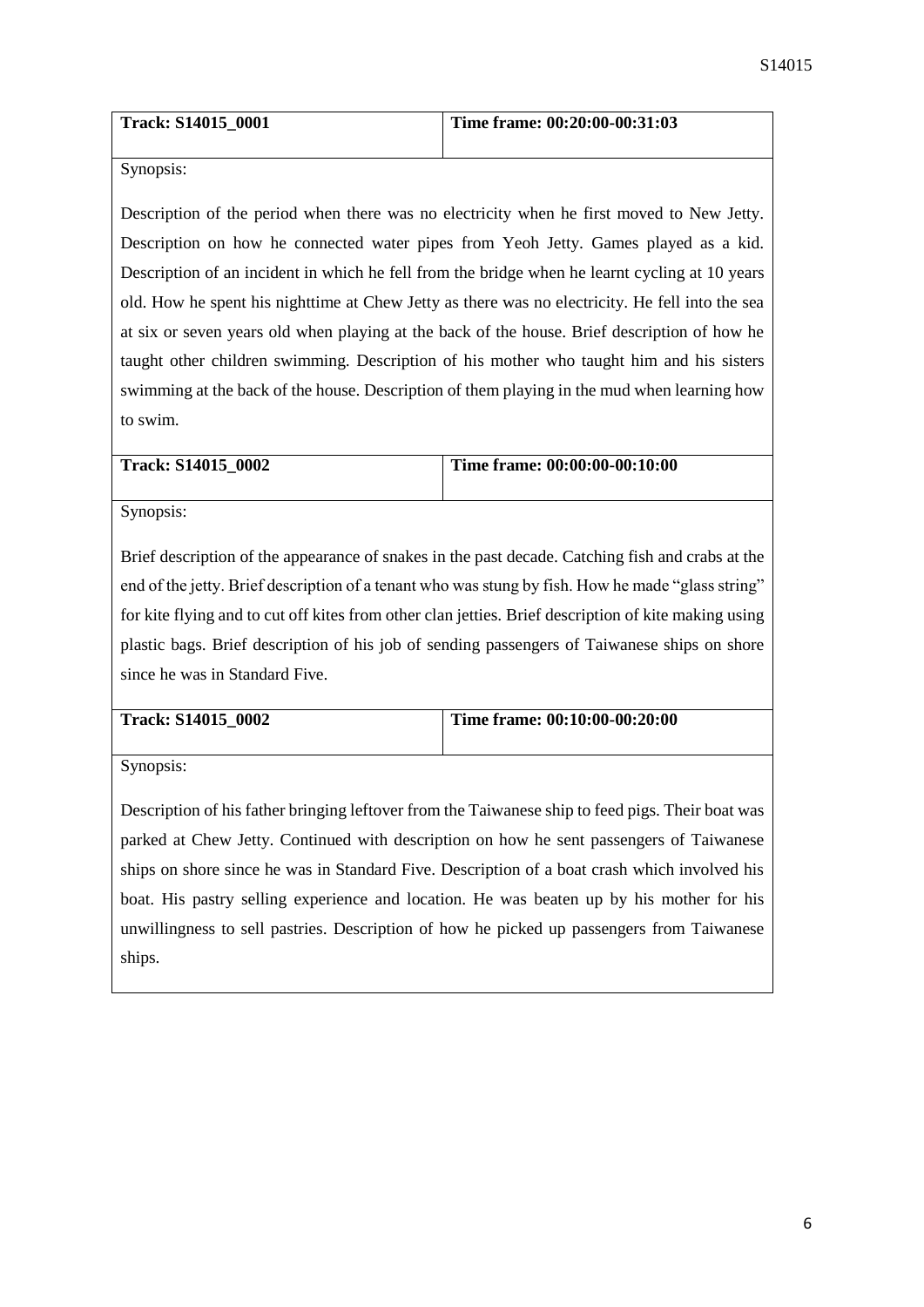| **Track: S14015_0001** | **Time frame: 00:20:00-00:31:03** |
| --- | --- |

Synopsis:

Description of the period when there was no electricity when he first moved to New Jetty. Description on how he connected water pipes from Yeoh Jetty. Games played as a kid. Description of an incident in which he fell from the bridge when he learnt cycling at 10 years old. How he spent his nighttime at Chew Jetty as there was no electricity. He fell into the sea at six or seven years old when playing at the back of the house. Brief description of how he taught other children swimming. Description of his mother who taught him and his sisters swimming at the back of the house. Description of them playing in the mud when learning how to swim.

| **Track: S14015_0002** | **Time frame: 00:00:00-00:10:00** |
| --- | --- |

Synopsis:

Brief description of the appearance of snakes in the past decade. Catching fish and crabs at the end of the jetty. Brief description of a tenant who was stung by fish. How he made "glass string" for kite flying and to cut off kites from other clan jetties. Brief description of kite making using plastic bags. Brief description of his job of sending passengers of Taiwanese ships on shore since he was in Standard Five.

| **Track: S14015_0002** | **Time frame: 00:10:00-00:20:00** |
| --- | --- |

Synopsis:

Description of his father bringing leftover from the Taiwanese ship to feed pigs. Their boat was parked at Chew Jetty. Continued with description on how he sent passengers of Taiwanese ships on shore since he was in Standard Five. Description of a boat crash which involved his boat. His pastry selling experience and location. He was beaten up by his mother for his unwillingness to sell pastries. Description of how he picked up passengers from Taiwanese ships.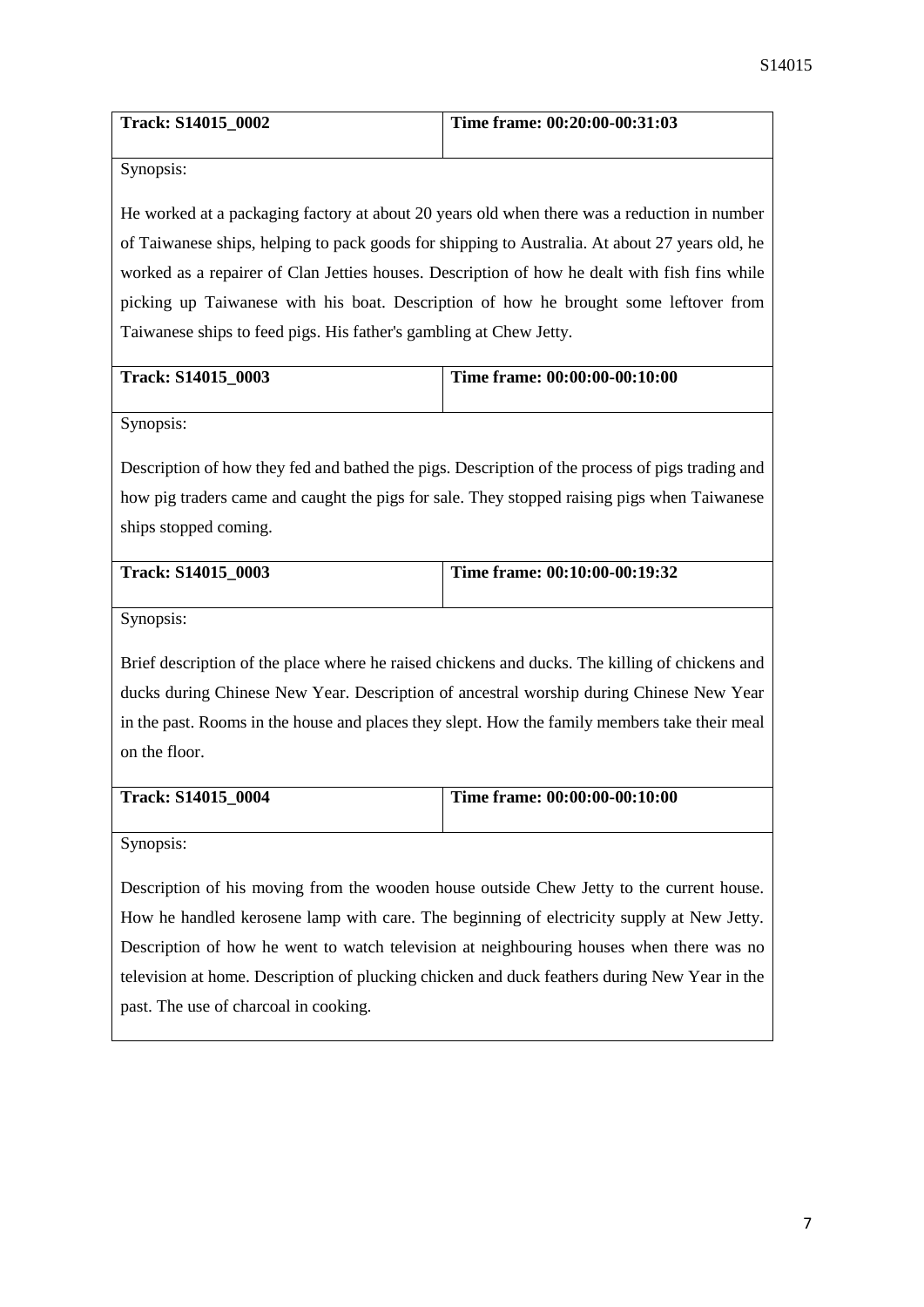| **Track: S14015_0002** | **Time frame: 00:20:00-00:31:03** |
|---|---|

Synopsis:

He worked at a packaging factory at about 20 years old when there was a reduction in number of Taiwanese ships, helping to pack goods for shipping to Australia. At about 27 years old, he worked as a repairer of Clan Jetties houses. Description of how he dealt with fish fins while picking up Taiwanese with his boat. Description of how he brought some leftover from Taiwanese ships to feed pigs. His father's gambling at Chew Jetty.

| **Track: S14015_0003** | **Time frame: 00:00:00-00:10:00** |
|---|---|

Synopsis:

Description of how they fed and bathed the pigs. Description of the process of pigs trading and how pig traders came and caught the pigs for sale. They stopped raising pigs when Taiwanese ships stopped coming.

| **Track: S14015_0003** | **Time frame: 00:10:00-00:19:32** |
|---|---|

Synopsis:

Brief description of the place where he raised chickens and ducks. The killing of chickens and ducks during Chinese New Year. Description of ancestral worship during Chinese New Year in the past. Rooms in the house and places they slept. How the family members take their meal on the floor.

| **Track: S14015_0004** | **Time frame: 00:00:00-00:10:00** |
|---|---|

Synopsis:

Description of his moving from the wooden house outside Chew Jetty to the current house. How he handled kerosene lamp with care. The beginning of electricity supply at New Jetty. Description of how he went to watch television at neighbouring houses when there was no television at home. Description of plucking chicken and duck feathers during New Year in the past. The use of charcoal in cooking.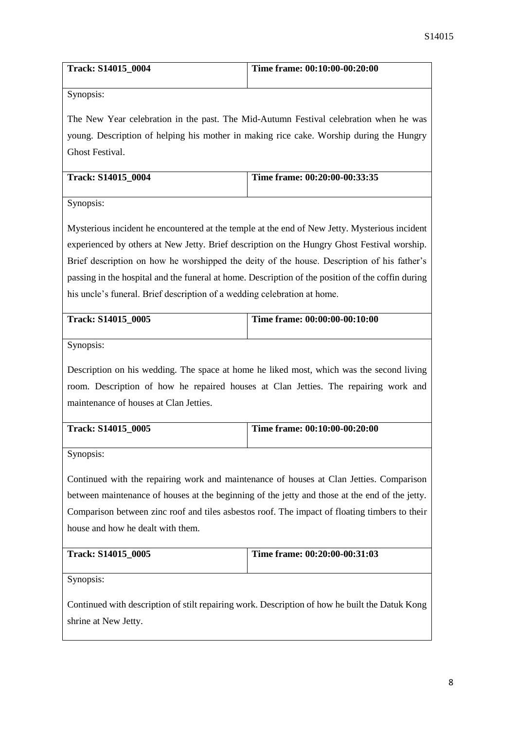| Track: S14015_0004 | Time frame: 00:10:00-00:20:00 |
|---|---|

Synopsis:

The New Year celebration in the past. The Mid-Autumn Festival celebration when he was young. Description of helping his mother in making rice cake. Worship during the Hungry Ghost Festival.

| Track: S14015_0004 | Time frame: 00:20:00-00:33:35 |
|---|---|

Synopsis:

Mysterious incident he encountered at the temple at the end of New Jetty. Mysterious incident experienced by others at New Jetty. Brief description on the Hungry Ghost Festival worship. Brief description on how he worshipped the deity of the house. Description of his father's passing in the hospital and the funeral at home. Description of the position of the coffin during his uncle's funeral. Brief description of a wedding celebration at home.

| Track: S14015_0005 | Time frame: 00:00:00-00:10:00 |
|---|---|

Synopsis:

Description on his wedding. The space at home he liked most, which was the second living room. Description of how he repaired houses at Clan Jetties. The repairing work and maintenance of houses at Clan Jetties.

| Track: S14015_0005 | Time frame: 00:10:00-00:20:00 |
|---|---|

Synopsis:

Continued with the repairing work and maintenance of houses at Clan Jetties. Comparison between maintenance of houses at the beginning of the jetty and those at the end of the jetty. Comparison between zinc roof and tiles asbestos roof. The impact of floating timbers to their house and how he dealt with them.

| Track: S14015_0005 | Time frame: 00:20:00-00:31:03 |
|---|---|

Synopsis:

Continued with description of stilt repairing work. Description of how he built the Datuk Kong shrine at New Jetty.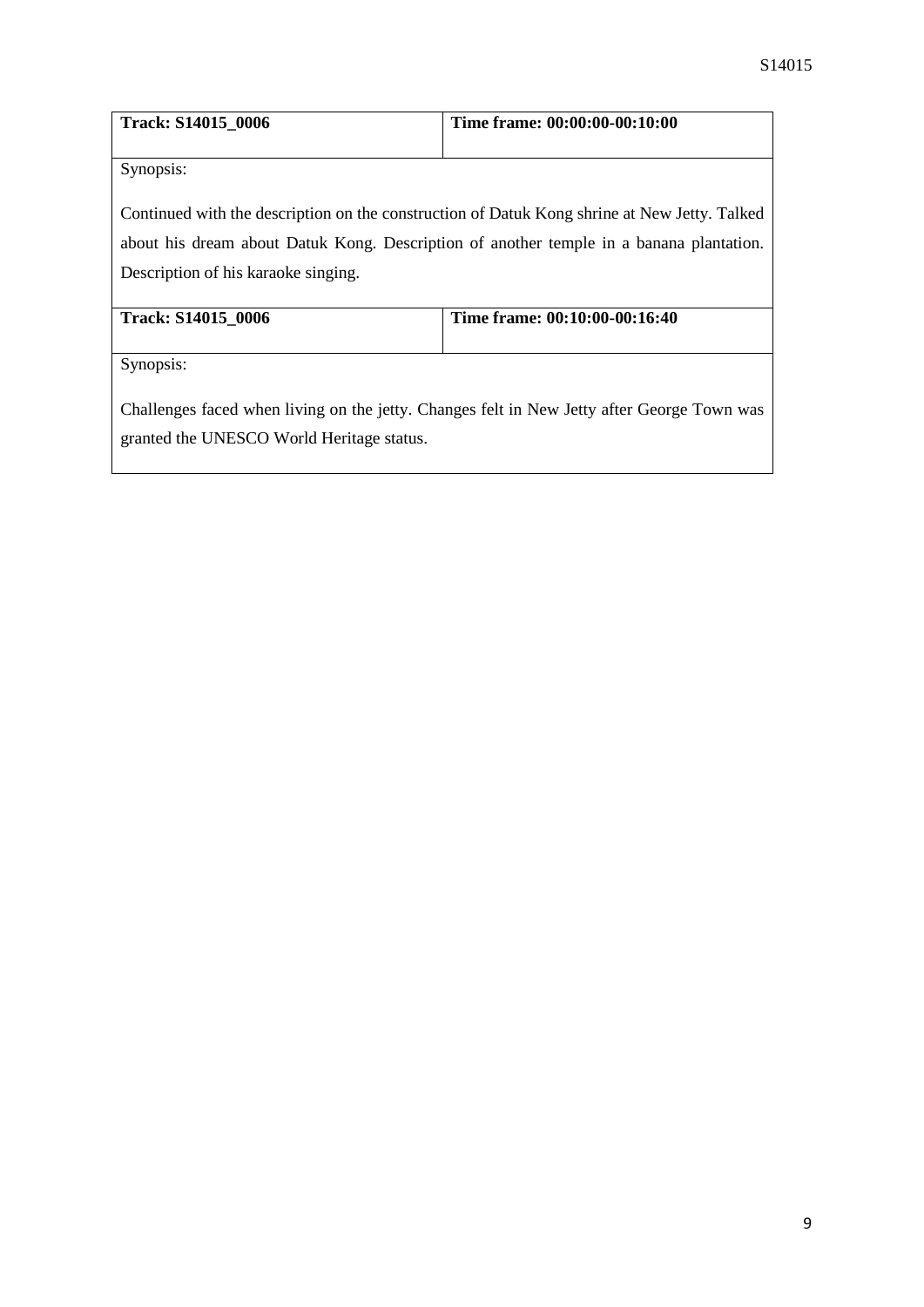| **Track: S14015_0006** | **Time frame: 00:00:00-00:10:00** |
|---|---|
| Synopsis:<br><br>Continued with the description on the construction of Datuk Kong shrine at New Jetty. Talked about his dream about Datuk Kong. Description of another temple in a banana plantation. Description of his karaoke singing. | |
| **Track: S14015_0006** | **Time frame: 00:10:00-00:16:40** |
| Synopsis:<br><br>Challenges faced when living on the jetty. Changes felt in New Jetty after George Town was granted the UNESCO World Heritage status. | |